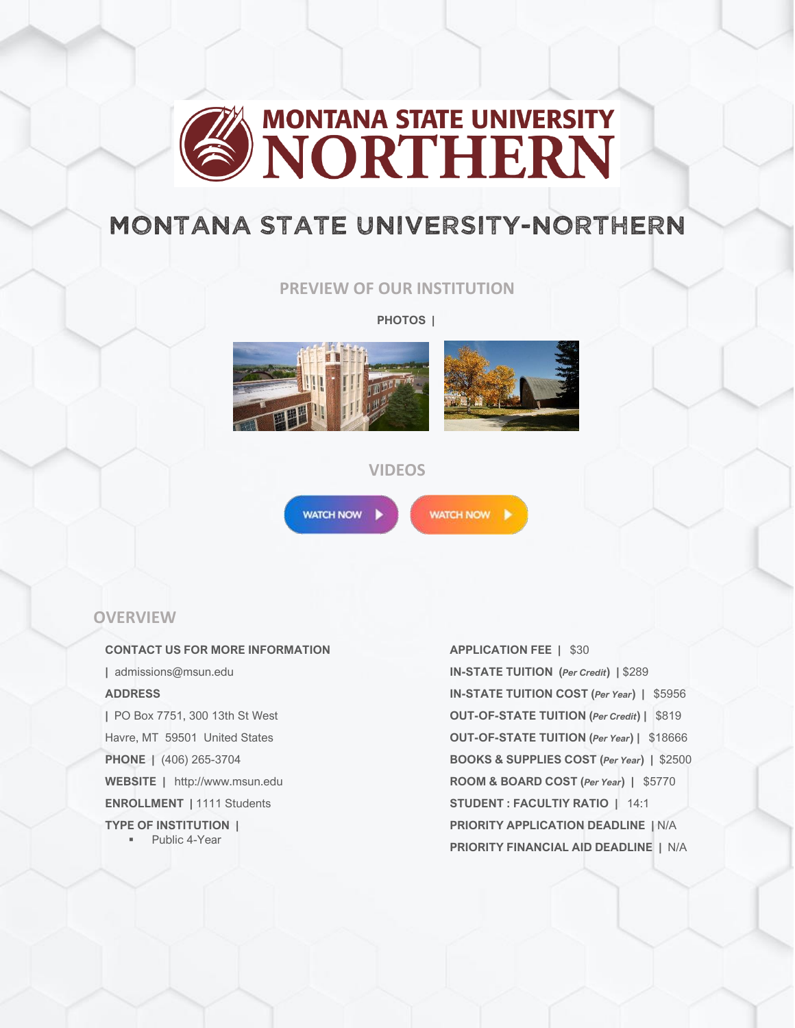# MONTANA STATE UNIVERSITY-NORTHERN

## PREVIEW OF OUR INSTITUTION

**PHOTOS |**

## VIDEOS

WATCH NOW

WATCH NOW

## OVERVIEW

**CONTACT US FOR MORE INFORMATION**

| admissions@msun.edu

**ADDRESS**

| PO Box 7751, 300 13th St West
Havre, MT 59501 United States

**PHONE |** (406) 265-3704

**WEBSITE |** http://www.msun.edu

**ENROLLMENT |** 1111 Students

**TYPE OF INSTITUTION |**

- Public 4-Year

**APPLICATION FEE |** $30

**IN-STATE TUITION (*Per Credit*) |** $289

**IN-STATE TUITION COST (*Per Year*) |** $5956

**OUT-OF-STATE TUITION (*Per Credit*) |** $819

**OUT-OF-STATE TUITION (*Per Year*) |** $18666

**BOOKS & SUPPLIES COST (*Per Year*) |** $2500

**ROOM & BOARD COST (*Per Year*) |** $5770

**STUDENT : FACULTIY RATIO |** 14:1

**PRIORITY APPLICATION DEADLINE |** N/A

**PRIORITY FINANCIAL AID DEADLINE |** N/A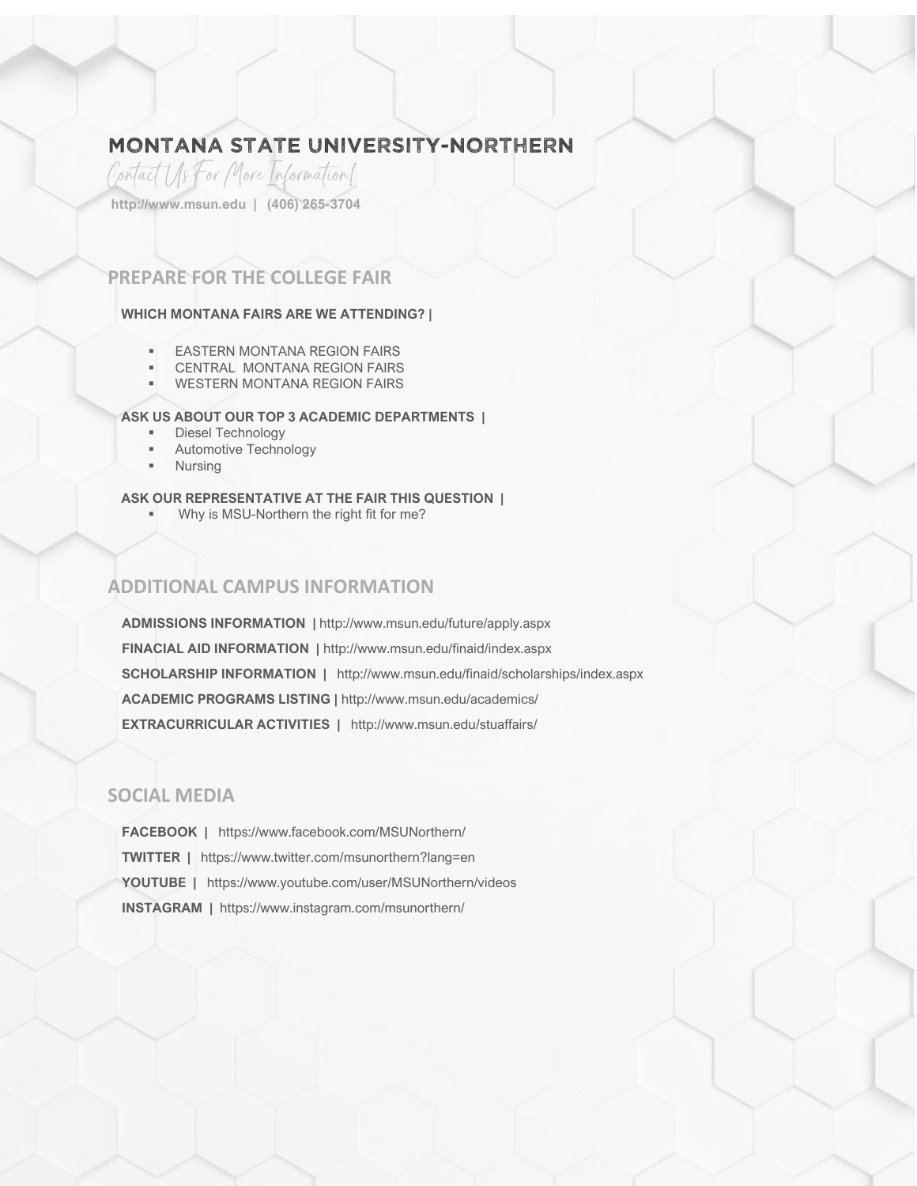# MONTANA STATE UNIVERSITY-NORTHERN

*Contact Us For More Information!*

**http://www.msun.edu | (406) 265-3704**

## PREPARE FOR THE COLLEGE FAIR

**WHICH MONTANA FAIRS ARE WE ATTENDING? |**

- EASTERN MONTANA REGION FAIRS
- CENTRAL MONTANA REGION FAIRS
- WESTERN MONTANA REGION FAIRS

**ASK US ABOUT OUR TOP 3 ACADEMIC DEPARTMENTS |**

- Diesel Technology
- Automotive Technology
- Nursing

**ASK OUR REPRESENTATIVE AT THE FAIR THIS QUESTION |**

- Why is MSU-Northern the right fit for me?

## ADDITIONAL CAMPUS INFORMATION

**ADMISSIONS INFORMATION |** http://www.msun.edu/future/apply.aspx

**FINACIAL AID INFORMATION |** http://www.msun.edu/finaid/index.aspx

**SCHOLARSHIP INFORMATION |** http://www.msun.edu/finaid/scholarships/index.aspx

**ACADEMIC PROGRAMS LISTING |** http://www.msun.edu/academics/

**EXTRACURRICULAR ACTIVITIES |** http://www.msun.edu/stuaffairs/

## SOCIAL MEDIA

**FACEBOOK |** https://www.facebook.com/MSUNorthern/

**TWITTER |** https://www.twitter.com/msunorthern?lang=en

**YOUTUBE |** https://www.youtube.com/user/MSUNorthern/videos

**INSTAGRAM |** https://www.instagram.com/msunorthern/